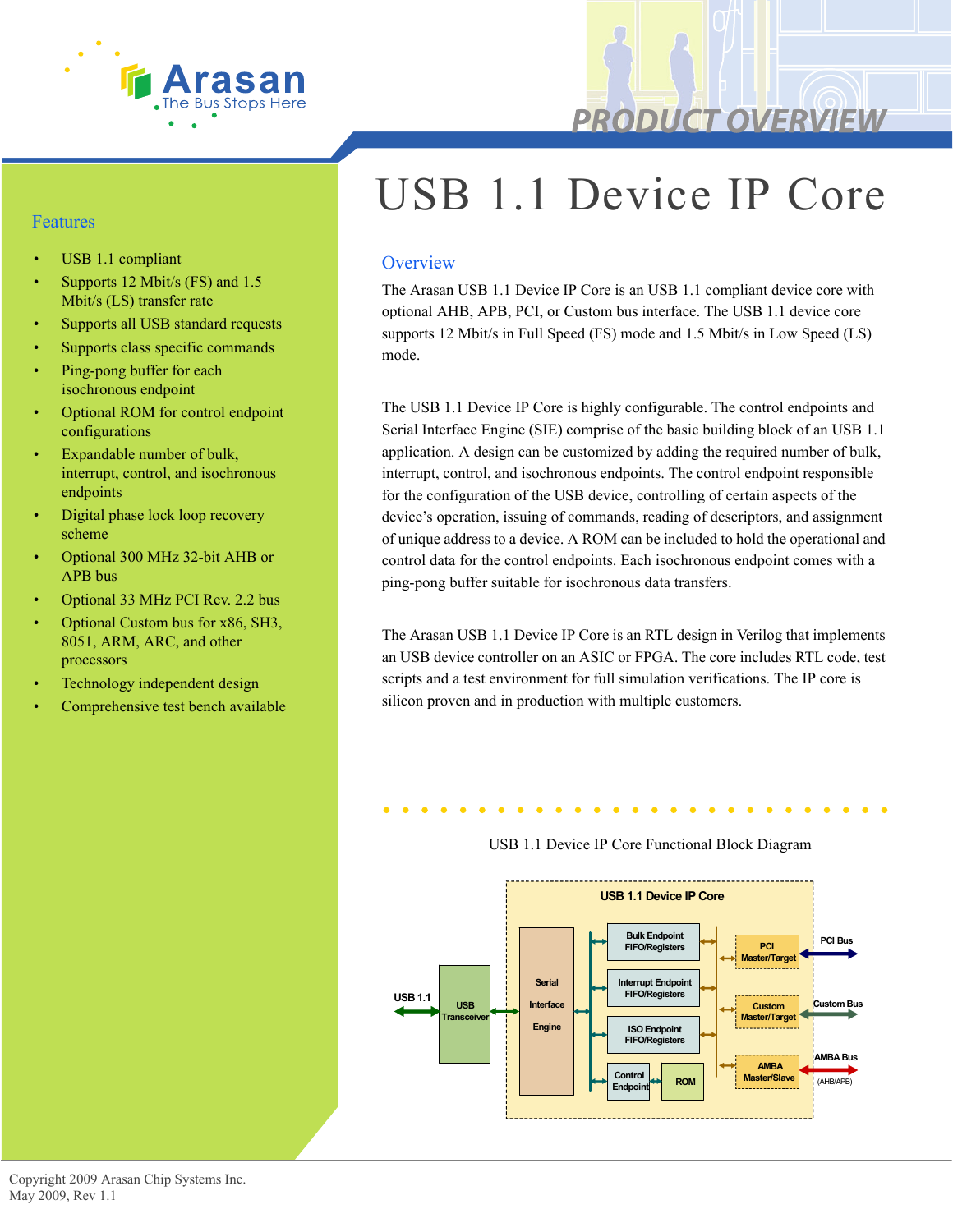# USB 1.1 Device IP Core

## Features

- USB 1.1 compliant
- Supports 12 Mbit/s (FS) and 1.5 Mbit/s (LS) transfer rate
- Supports all USB standard requests
- Supports class specific commands
- Ping-pong buffer for each isochronous endpoint
- Optional ROM for control endpoint configurations
- Expandable number of bulk, interrupt, control, and isochronous endpoints
- Digital phase lock loop recovery scheme
- Optional 300 MHz 32-bit AHB or APB bus
- Optional 33 MHz PCI Rev. 2.2 bus
- Optional Custom bus for x86, SH3, 8051, ARM, ARC, and other processors
- Technology independent design
- Comprehensive test bench available

## Overview

The Arasan USB 1.1 Device IP Core is an USB 1.1 compliant device core with optional AHB, APB, PCI, or Custom bus interface. The USB 1.1 device core supports 12 Mbit/s in Full Speed (FS) mode and 1.5 Mbit/s in Low Speed (LS) mode.

The USB 1.1 Device IP Core is highly configurable. The control endpoints and Serial Interface Engine (SIE) comprise of the basic building block of an USB 1.1 application. A design can be customized by adding the required number of bulk, interrupt, control, and isochronous endpoints. The control endpoint responsible for the configuration of the USB device, controlling of certain aspects of the device's operation, issuing of commands, reading of descriptors, and assignment of unique address to a device. A ROM can be included to hold the operational and control data for the control endpoints. Each isochronous endpoint comes with a ping-pong buffer suitable for isochronous data transfers.

The Arasan USB 1.1 Device IP Core is an RTL design in Verilog that implements an USB device controller on an ASIC or FPGA. The core includes RTL code, test scripts and a test environment for full simulation verifications. The IP core is silicon proven and in production with multiple customers.

USB 1.1 Device IP Core Functional Block Diagram

Copyright 2009 Arasan Chip Systems Inc.
May 2009, Rev 1.1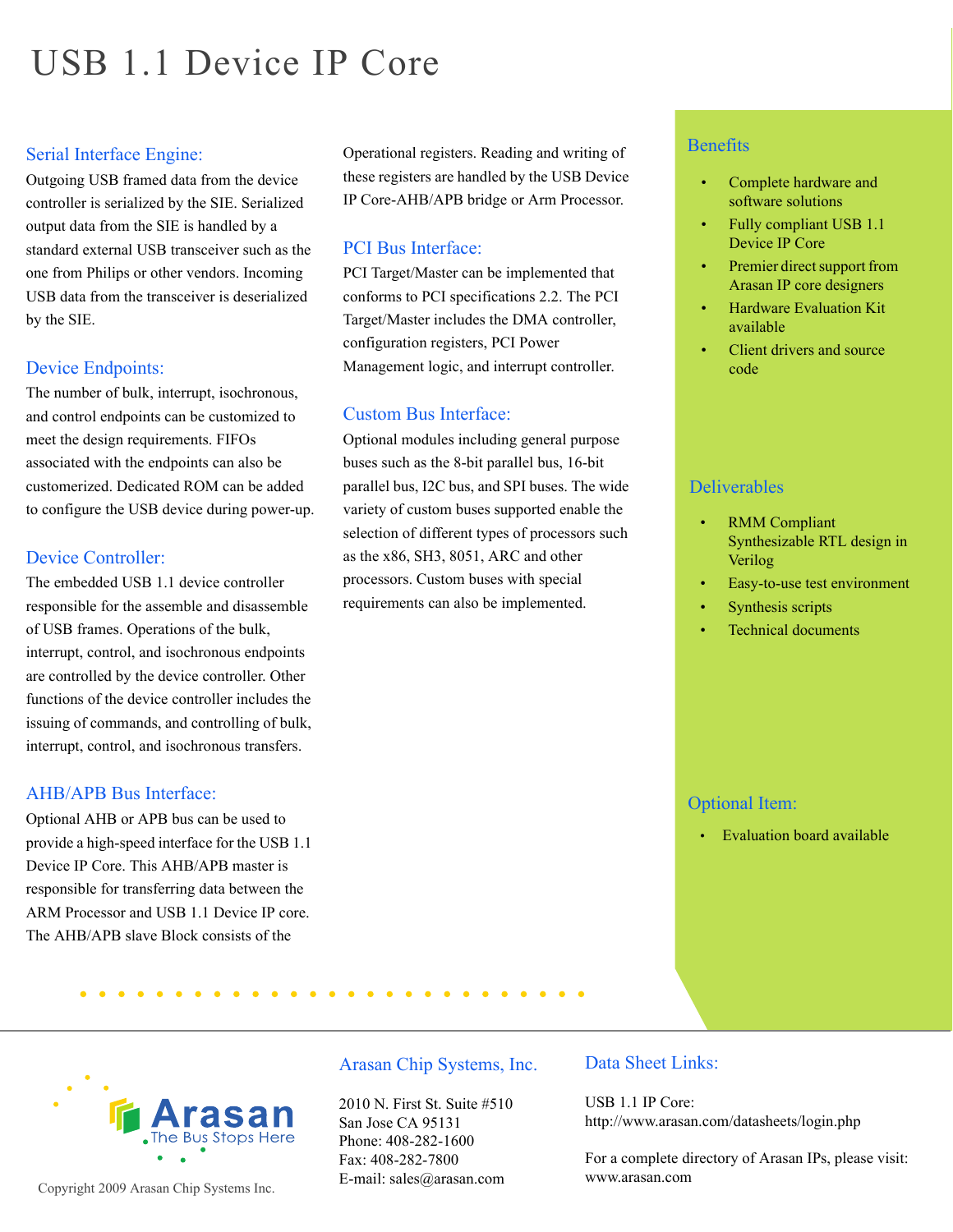# USB 1.1 Device IP Core

## Serial Interface Engine:

Outgoing USB framed data from the device controller is serialized by the SIE. Serialized output data from the SIE is handled by a standard external USB transceiver such as the one from Philips or other vendors. Incoming USB data from the transceiver is deserialized by the SIE.

## Device Endpoints:

The number of bulk, interrupt, isochronous, and control endpoints can be customized to meet the design requirements. FIFOs associated with the endpoints can also be customerized. Dedicated ROM can be added to configure the USB device during power-up.

## Device Controller:

The embedded USB 1.1 device controller responsible for the assemble and disassemble of USB frames. Operations of the bulk, interrupt, control, and isochronous endpoints are controlled by the device controller. Other functions of the device controller includes the issuing of commands, and controlling of bulk, interrupt, control, and isochronous transfers.

## AHB/APB Bus Interface:

Optional AHB or APB bus can be used to provide a high-speed interface for the USB 1.1 Device IP Core. This AHB/APB master is responsible for transferring data between the ARM Processor and USB 1.1 Device IP core. The AHB/APB slave Block consists of the Operational registers. Reading and writing of these registers are handled by the USB Device IP Core-AHB/APB bridge or Arm Processor.

## PCI Bus Interface:

PCI Target/Master can be implemented that conforms to PCI specifications 2.2. The PCI Target/Master includes the DMA controller, configuration registers, PCI Power Management logic, and interrupt controller.

## Custom Bus Interface:

Optional modules including general purpose buses such as the 8-bit parallel bus, 16-bit parallel bus, I2C bus, and SPI buses. The wide variety of custom buses supported enable the selection of different types of processors such as the x86, SH3, 8051, ARC and other processors. Custom buses with special requirements can also be implemented.

## Benefits

- Complete hardware and software solutions
- Fully compliant USB 1.1 Device IP Core
- Premier direct support from Arasan IP core designers
- Hardware Evaluation Kit available
- Client drivers and source code

## Deliverables

- RMM Compliant Synthesizable RTL design in Verilog
- Easy-to-use test environment
- Synthesis scripts
- Technical documents

## Optional Item:

- Evaluation board available

Arasan
The Bus Stops Here

Copyright 2009 Arasan Chip Systems Inc.

## Arasan Chip Systems, Inc.

2010 N. First St. Suite #510
San Jose CA 95131
Phone: 408-282-1600
Fax: 408-282-7800
E-mail: sales@arasan.com

## Data Sheet Links:

USB 1.1 IP Core:
http://www.arasan.com/datasheets/login.php

For a complete directory of Arasan IPs, please visit:
www.arasan.com